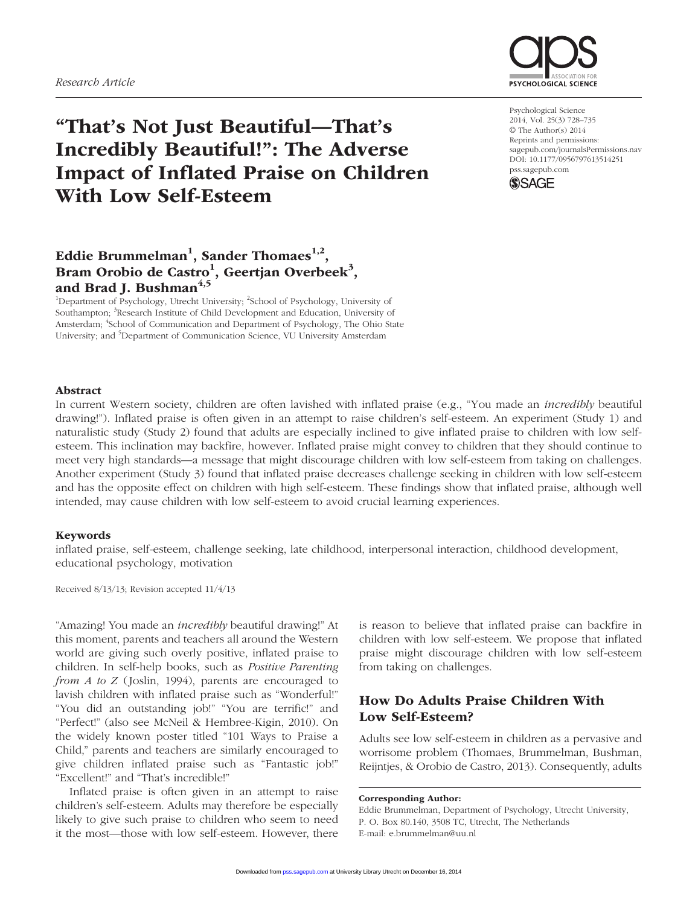Research Article

# "That's Not Just Beautiful—That's Incredibly Beautiful!": The Adverse Impact of Inflated Praise on Children With Low Self-Esteem

Psychological Science
2014, Vol. 25(3) 728–735
© The Author(s) 2014
Reprints and permissions: sagepub.com/journalsPermissions.nav
DOI: 10.1177/0956797613514251
pss.sagepub.com

**Eddie Brummelman[1], Sander Thomaes[1,2], Bram Orobio de Castro[1], Geertjan Overbeek[3], and Brad J. Bushman[4,5]**

[1]Department of Psychology, Utrecht University; [2]School of Psychology, University of Southampton; [3]Research Institute of Child Development and Education, University of Amsterdam; [4]School of Communication and Department of Psychology, The Ohio State University; and [5]Department of Communication Science, VU University Amsterdam

## Abstract

In current Western society, children are often lavished with inflated praise (e.g., "You made an *incredibly* beautiful drawing!"). Inflated praise is often given in an attempt to raise children's self-esteem. An experiment (Study 1) and naturalistic study (Study 2) found that adults are especially inclined to give inflated praise to children with low self-esteem. This inclination may backfire, however. Inflated praise might convey to children that they should continue to meet very high standards—a message that might discourage children with low self-esteem from taking on challenges. Another experiment (Study 3) found that inflated praise decreases challenge seeking in children with low self-esteem and has the opposite effect on children with high self-esteem. These findings show that inflated praise, although well intended, may cause children with low self-esteem to avoid crucial learning experiences.

## Keywords

inflated praise, self-esteem, challenge seeking, late childhood, interpersonal interaction, childhood development, educational psychology, motivation

Received 8/13/13; Revision accepted 11/4/13

"Amazing! You made an *incredibly* beautiful drawing!" At this moment, parents and teachers all around the Western world are giving such overly positive, inflated praise to children. In self-help books, such as *Positive Parenting from A to Z* (Joslin, 1994), parents are encouraged to lavish children with inflated praise such as "Wonderful!" "You did an outstanding job!" "You are terrific!" and "Perfect!" (also see McNeil & Hembree-Kigin, 2010). On the widely known poster titled "101 Ways to Praise a Child," parents and teachers are similarly encouraged to give children inflated praise such as "Fantastic job!" "Excellent!" and "That's incredible!"

Inflated praise is often given in an attempt to raise children's self-esteem. Adults may therefore be especially likely to give such praise to children who seem to need it the most—those with low self-esteem. However, there is reason to believe that inflated praise can backfire in children with low self-esteem. We propose that inflated praise might discourage children with low self-esteem from taking on challenges.

## How Do Adults Praise Children With Low Self-Esteem?

Adults see low self-esteem in children as a pervasive and worrisome problem (Thomaes, Brummelman, Bushman, Reijntjes, & Orobio de Castro, 2013). Consequently, adults

**Corresponding Author:**
Eddie Brummelman, Department of Psychology, Utrecht University, P. O. Box 80.140, 3508 TC, Utrecht, The Netherlands
E-mail: e.brummelman@uu.nl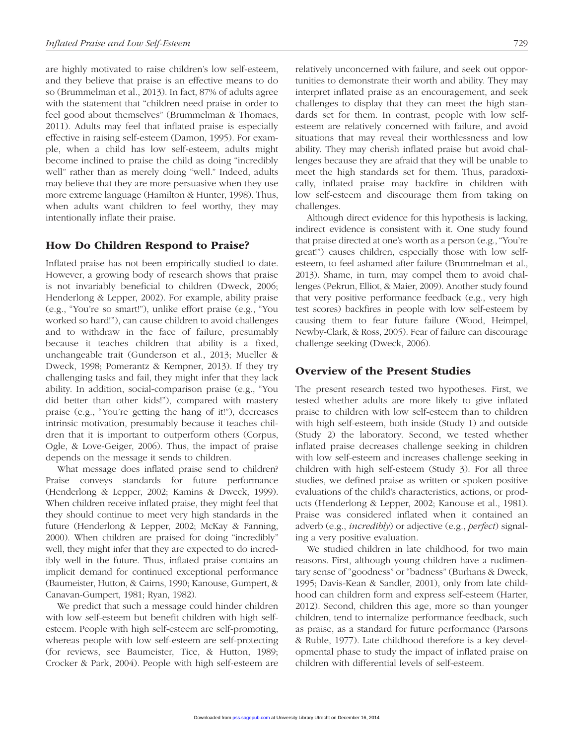are highly motivated to raise children's low self-esteem, and they believe that praise is an effective means to do so (Brummelman et al., 2013). In fact, 87% of adults agree with the statement that "children need praise in order to feel good about themselves" (Brummelman & Thomaes, 2011). Adults may feel that inflated praise is especially effective in raising self-esteem (Damon, 1995). For example, when a child has low self-esteem, adults might become inclined to praise the child as doing "incredibly well" rather than as merely doing "well." Indeed, adults may believe that they are more persuasive when they use more extreme language (Hamilton & Hunter, 1998). Thus, when adults want children to feel worthy, they may intentionally inflate their praise.

## How Do Children Respond to Praise?

Inflated praise has not been empirically studied to date. However, a growing body of research shows that praise is not invariably beneficial to children (Dweck, 2006; Henderlong & Lepper, 2002). For example, ability praise (e.g., "You're so smart!"), unlike effort praise (e.g., "You worked so hard!"), can cause children to avoid challenges and to withdraw in the face of failure, presumably because it teaches children that ability is a fixed, unchangeable trait (Gunderson et al., 2013; Mueller & Dweck, 1998; Pomerantz & Kempner, 2013). If they try challenging tasks and fail, they might infer that they lack ability. In addition, social-comparison praise (e.g., "You did better than other kids!"), compared with mastery praise (e.g., "You're getting the hang of it!"), decreases intrinsic motivation, presumably because it teaches children that it is important to outperform others (Corpus, Ogle, & Love-Geiger, 2006). Thus, the impact of praise depends on the message it sends to children.

What message does inflated praise send to children? Praise conveys standards for future performance (Henderlong & Lepper, 2002; Kamins & Dweck, 1999). When children receive inflated praise, they might feel that they should continue to meet very high standards in the future (Henderlong & Lepper, 2002; McKay & Fanning, 2000). When children are praised for doing "incredibly" well, they might infer that they are expected to do incredibly well in the future. Thus, inflated praise contains an implicit demand for continued exceptional performance (Baumeister, Hutton, & Cairns, 1990; Kanouse, Gumpert, & Canavan-Gumpert, 1981; Ryan, 1982).

We predict that such a message could hinder children with low self-esteem but benefit children with high self-esteem. People with high self-esteem are self-promoting, whereas people with low self-esteem are self-protecting (for reviews, see Baumeister, Tice, & Hutton, 1989; Crocker & Park, 2004). People with high self-esteem are relatively unconcerned with failure, and seek out opportunities to demonstrate their worth and ability. They may interpret inflated praise as an encouragement, and seek challenges to display that they can meet the high standards set for them. In contrast, people with low self-esteem are relatively concerned with failure, and avoid situations that may reveal their worthlessness and low ability. They may cherish inflated praise but avoid challenges because they are afraid that they will be unable to meet the high standards set for them. Thus, paradoxically, inflated praise may backfire in children with low self-esteem and discourage them from taking on challenges.

Although direct evidence for this hypothesis is lacking, indirect evidence is consistent with it. One study found that praise directed at one's worth as a person (e.g., "You're great!") causes children, especially those with low self-esteem, to feel ashamed after failure (Brummelman et al., 2013). Shame, in turn, may compel them to avoid challenges (Pekrun, Elliot, & Maier, 2009). Another study found that very positive performance feedback (e.g., very high test scores) backfires in people with low self-esteem by causing them to fear future failure (Wood, Heimpel, Newby-Clark, & Ross, 2005). Fear of failure can discourage challenge seeking (Dweck, 2006).

## Overview of the Present Studies

The present research tested two hypotheses. First, we tested whether adults are more likely to give inflated praise to children with low self-esteem than to children with high self-esteem, both inside (Study 1) and outside (Study 2) the laboratory. Second, we tested whether inflated praise decreases challenge seeking in children with low self-esteem and increases challenge seeking in children with high self-esteem (Study 3). For all three studies, we defined praise as written or spoken positive evaluations of the child's characteristics, actions, or products (Henderlong & Lepper, 2002; Kanouse et al., 1981). Praise was considered inflated when it contained an adverb (e.g., *incredibly*) or adjective (e.g., *perfect*) signaling a very positive evaluation.

We studied children in late childhood, for two main reasons. First, although young children have a rudimentary sense of "goodness" or "badness" (Burhans & Dweck, 1995; Davis-Kean & Sandler, 2001), only from late childhood can children form and express self-esteem (Harter, 2012). Second, children this age, more so than younger children, tend to internalize performance feedback, such as praise, as a standard for future performance (Parsons & Ruble, 1977). Late childhood therefore is a key developmental phase to study the impact of inflated praise on children with differential levels of self-esteem.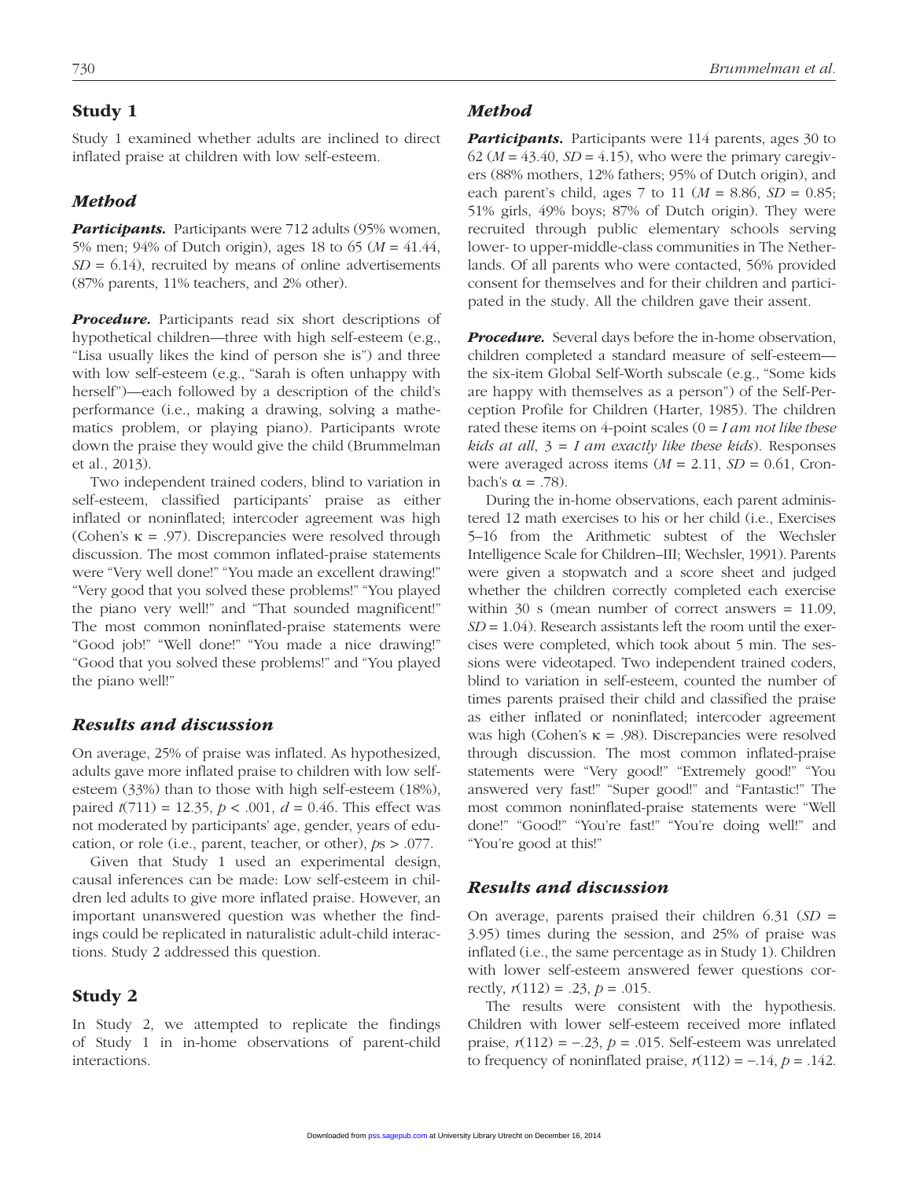## Study 1

Study 1 examined whether adults are inclined to direct inflated praise at children with low self-esteem.

### Method

***Participants.*** Participants were 712 adults (95% women, 5% men; 94% of Dutch origin), ages 18 to 65 ($M$ = 41.44, $SD$ = 6.14), recruited by means of online advertisements (87% parents, 11% teachers, and 2% other).

***Procedure.*** Participants read six short descriptions of hypothetical children—three with high self-esteem (e.g., "Lisa usually likes the kind of person she is") and three with low self-esteem (e.g., "Sarah is often unhappy with herself")—each followed by a description of the child's performance (i.e., making a drawing, solving a mathematics problem, or playing piano). Participants wrote down the praise they would give the child (Brummelman et al., 2013).

Two independent trained coders, blind to variation in self-esteem, classified participants' praise as either inflated or noninflated; intercoder agreement was high (Cohen's $\kappa$ = .97). Discrepancies were resolved through discussion. The most common inflated-praise statements were "Very well done!" "You made an excellent drawing!" "Very good that you solved these problems!" "You played the piano very well!" and "That sounded magnificent!" The most common noninflated-praise statements were "Good job!" "Well done!" "You made a nice drawing!" "Good that you solved these problems!" and "You played the piano well!"

### Results and discussion

On average, 25% of praise was inflated. As hypothesized, adults gave more inflated praise to children with low self-esteem (33%) than to those with high self-esteem (18%), paired $t(711) = 12.35$, $p < .001$, $d = 0.46$. This effect was not moderated by participants' age, gender, years of education, or role (i.e., parent, teacher, or other), $p$s > .077.

Given that Study 1 used an experimental design, causal inferences can be made: Low self-esteem in children led adults to give more inflated praise. However, an important unanswered question was whether the findings could be replicated in naturalistic adult-child interactions. Study 2 addressed this question.

## Study 2

In Study 2, we attempted to replicate the findings of Study 1 in in-home observations of parent-child interactions.

### Method

***Participants.*** Participants were 114 parents, ages 30 to 62 ($M$ = 43.40, $SD$ = 4.15), who were the primary caregivers (88% mothers, 12% fathers; 95% of Dutch origin), and each parent's child, ages 7 to 11 ($M$ = 8.86, $SD$ = 0.85; 51% girls, 49% boys; 87% of Dutch origin). They were recruited through public elementary schools serving lower- to upper-middle-class communities in The Netherlands. Of all parents who were contacted, 56% provided consent for themselves and for their children and participated in the study. All the children gave their assent.

***Procedure.*** Several days before the in-home observation, children completed a standard measure of self-esteem—the six-item Global Self-Worth subscale (e.g., "Some kids are happy with themselves as a person") of the Self-Perception Profile for Children (Harter, 1985). The children rated these items on 4-point scales (0 = *I am not like these kids at all*, 3 = *I am exactly like these kids*). Responses were averaged across items ($M$ = 2.11, $SD$ = 0.61, Cronbach's $\alpha$ = .78).

During the in-home observations, each parent administered 12 math exercises to his or her child (i.e., Exercises 5–16 from the Arithmetic subtest of the Wechsler Intelligence Scale for Children–III; Wechsler, 1991). Parents were given a stopwatch and a score sheet and judged whether the children correctly completed each exercise within 30 s (mean number of correct answers = 11.09, $SD$ = 1.04). Research assistants left the room until the exercises were completed, which took about 5 min. The sessions were videotaped. Two independent trained coders, blind to variation in self-esteem, counted the number of times parents praised their child and classified the praise as either inflated or noninflated; intercoder agreement was high (Cohen's $\kappa$ = .98). Discrepancies were resolved through discussion. The most common inflated-praise statements were "Very good!" "Extremely good!" "You answered very fast!" "Super good!" and "Fantastic!" The most common noninflated-praise statements were "Well done!" "Good!" "You're fast!" "You're doing well!" and "You're good at this!"

### Results and discussion

On average, parents praised their children 6.31 ($SD$ = 3.95) times during the session, and 25% of praise was inflated (i.e., the same percentage as in Study 1). Children with lower self-esteem answered fewer questions correctly, $r(112) = .23$, $p = .015$.

The results were consistent with the hypothesis. Children with lower self-esteem received more inflated praise, $r(112) = -.23$, $p = .015$. Self-esteem was unrelated to frequency of noninflated praise, $r(112) = -.14$, $p = .142$.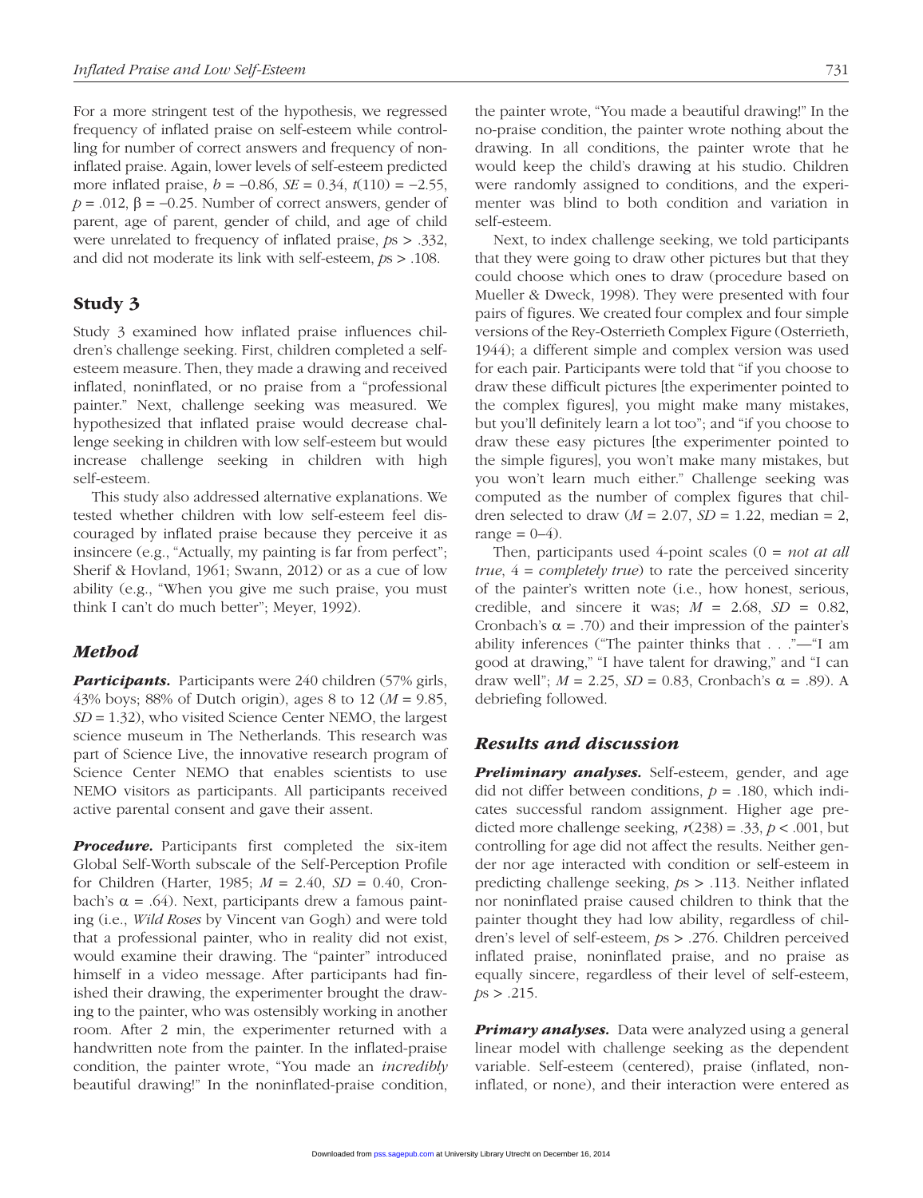For a more stringent test of the hypothesis, we regressed frequency of inflated praise on self-esteem while controlling for number of correct answers and frequency of noninflated praise. Again, lower levels of self-esteem predicted more inflated praise, $b = -0.86$, $SE = 0.34$, $t(110) = -2.55$, $p = .012$, $\beta = -0.25$. Number of correct answers, gender of parent, age of parent, gender of child, and age of child were unrelated to frequency of inflated praise, $p\text{s} > .332$, and did not moderate its link with self-esteem, $p\text{s} > .108$.

## Study 3

Study 3 examined how inflated praise influences children's challenge seeking. First, children completed a self-esteem measure. Then, they made a drawing and received inflated, noninflated, or no praise from a "professional painter." Next, challenge seeking was measured. We hypothesized that inflated praise would decrease challenge seeking in children with low self-esteem but would increase challenge seeking in children with high self-esteem.

This study also addressed alternative explanations. We tested whether children with low self-esteem feel discouraged by inflated praise because they perceive it as insincere (e.g., "Actually, my painting is far from perfect"; Sherif & Hovland, 1961; Swann, 2012) or as a cue of low ability (e.g., "When you give me such praise, you must think I can't do much better"; Meyer, 1992).

### *Method*

***Participants.*** Participants were 240 children (57% girls, 43% boys; 88% of Dutch origin), ages 8 to 12 ($M = 9.85$, $SD = 1.32$), who visited Science Center NEMO, the largest science museum in The Netherlands. This research was part of Science Live, the innovative research program of Science Center NEMO that enables scientists to use NEMO visitors as participants. All participants received active parental consent and gave their assent.

***Procedure.*** Participants first completed the six-item Global Self-Worth subscale of the Self-Perception Profile for Children (Harter, 1985; $M = 2.40$, $SD = 0.40$, Cronbach's $\alpha = .64$). Next, participants drew a famous painting (i.e., *Wild Roses* by Vincent van Gogh) and were told that a professional painter, who in reality did not exist, would examine their drawing. The "painter" introduced himself in a video message. After participants had finished their drawing, the experimenter brought the drawing to the painter, who was ostensibly working in another room. After 2 min, the experimenter returned with a handwritten note from the painter. In the inflated-praise condition, the painter wrote, "You made an *incredibly* beautiful drawing!" In the noninflated-praise condition, the painter wrote, "You made a beautiful drawing!" In the no-praise condition, the painter wrote nothing about the drawing. In all conditions, the painter wrote that he would keep the child's drawing at his studio. Children were randomly assigned to conditions, and the experimenter was blind to both condition and variation in self-esteem.

Next, to index challenge seeking, we told participants that they were going to draw other pictures but that they could choose which ones to draw (procedure based on Mueller & Dweck, 1998). They were presented with four pairs of figures. We created four complex and four simple versions of the Rey-Osterrieth Complex Figure (Osterrieth, 1944); a different simple and complex version was used for each pair. Participants were told that "if you choose to draw these difficult pictures [the experimenter pointed to the complex figures], you might make many mistakes, but you'll definitely learn a lot too"; and "if you choose to draw these easy pictures [the experimenter pointed to the simple figures], you won't make many mistakes, but you won't learn much either." Challenge seeking was computed as the number of complex figures that children selected to draw ($M = 2.07$, $SD = 1.22$, median = 2, range = 0–4).

Then, participants used 4-point scales (0 = *not at all true*, 4 = *completely true*) to rate the perceived sincerity of the painter's written note (i.e., how honest, serious, credible, and sincere it was; $M = 2.68$, $SD = 0.82$, Cronbach's $\alpha = .70$) and their impression of the painter's ability inferences ("The painter thinks that . . ."—"I am good at drawing," "I have talent for drawing," and "I can draw well"; $M = 2.25$, $SD = 0.83$, Cronbach's $\alpha = .89$). A debriefing followed.

### *Results and discussion*

***Preliminary analyses.*** Self-esteem, gender, and age did not differ between conditions, $p = .180$, which indicates successful random assignment. Higher age predicted more challenge seeking, $r(238) = .33$, $p < .001$, but controlling for age did not affect the results. Neither gender nor age interacted with condition or self-esteem in predicting challenge seeking, $p\text{s} > .113$. Neither inflated nor noninflated praise caused children to think that the painter thought they had low ability, regardless of children's level of self-esteem, $p\text{s} > .276$. Children perceived inflated praise, noninflated praise, and no praise as equally sincere, regardless of their level of self-esteem, $p\text{s} > .215$.

***Primary analyses.*** Data were analyzed using a general linear model with challenge seeking as the dependent variable. Self-esteem (centered), praise (inflated, noninflated, or none), and their interaction were entered as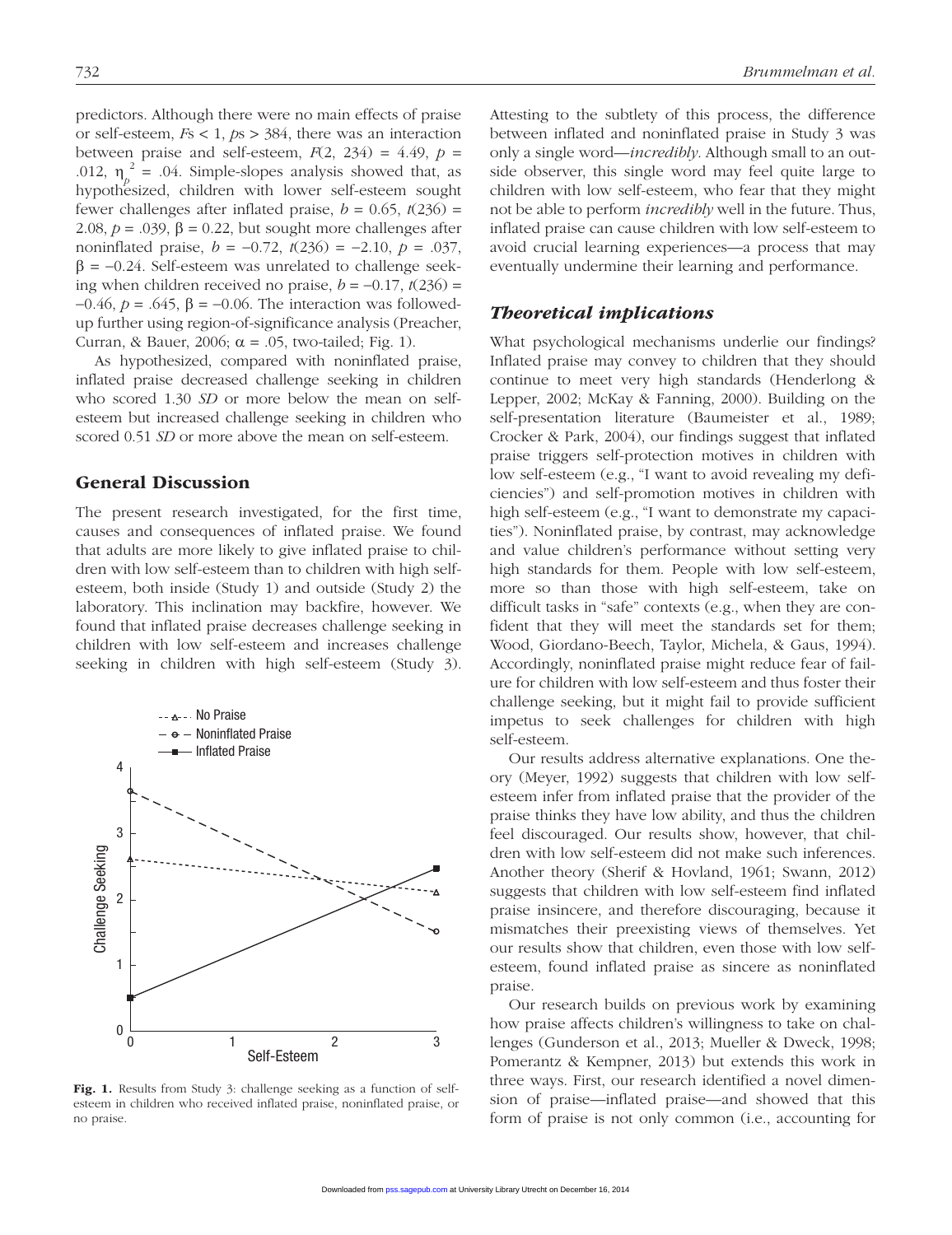predictors. Although there were no main effects of praise or self-esteem, $F\text{s} < 1$, $p\text{s} > 384$, there was an interaction between praise and self-esteem, $F(2, 234) = 4.49$, $p = .012$, $\eta_p^2 = .04$. Simple-slopes analysis showed that, as hypothesized, children with lower self-esteem sought fewer challenges after inflated praise, $b = 0.65$, $t(236) = 2.08$, $p = .039$, $\beta = 0.22$, but sought more challenges after noninflated praise, $b = -0.72$, $t(236) = -2.10$, $p = .037$, $\beta = -0.24$. Self-esteem was unrelated to challenge seeking when children received no praise, $b = -0.17$, $t(236) = -0.46$, $p = .645$, $\beta = -0.06$. The interaction was followed-up further using region-of-significance analysis (Preacher, Curran, & Bauer, 2006; $\alpha = .05$, two-tailed; Fig. 1).

As hypothesized, compared with noninflated praise, inflated praise decreased challenge seeking in children who scored 1.30 *SD* or more below the mean on self-esteem but increased challenge seeking in children who scored 0.51 *SD* or more above the mean on self-esteem.

## General Discussion

The present research investigated, for the first time, causes and consequences of inflated praise. We found that adults are more likely to give inflated praise to children with low self-esteem than to children with high self-esteem, both inside (Study 1) and outside (Study 2) the laboratory. This inclination may backfire, however. We found that inflated praise decreases challenge seeking in children with low self-esteem and increases challenge seeking in children with high self-esteem (Study 3).

**Fig. 1.** Results from Study 3: challenge seeking as a function of self-esteem in children who received inflated praise, noninflated praise, or no praise.

Attesting to the subtlety of this process, the difference between inflated and noninflated praise in Study 3 was only a single word—*incredibly*. Although small to an outside observer, this single word may feel quite large to children with low self-esteem, who fear that they might not be able to perform *incredibly* well in the future. Thus, inflated praise can cause children with low self-esteem to avoid crucial learning experiences—a process that may eventually undermine their learning and performance.

### Theoretical implications

What psychological mechanisms underlie our findings? Inflated praise may convey to children that they should continue to meet very high standards (Henderlong & Lepper, 2002; McKay & Fanning, 2000). Building on the self-presentation literature (Baumeister et al., 1989; Crocker & Park, 2004), our findings suggest that inflated praise triggers self-protection motives in children with low self-esteem (e.g., "I want to avoid revealing my deficiencies") and self-promotion motives in children with high self-esteem (e.g., "I want to demonstrate my capacities"). Noninflated praise, by contrast, may acknowledge and value children's performance without setting very high standards for them. People with low self-esteem, more so than those with high self-esteem, take on difficult tasks in "safe" contexts (e.g., when they are confident that they will meet the standards set for them; Wood, Giordano-Beech, Taylor, Michela, & Gaus, 1994). Accordingly, noninflated praise might reduce fear of failure for children with low self-esteem and thus foster their challenge seeking, but it might fail to provide sufficient impetus to seek challenges for children with high self-esteem.

Our results address alternative explanations. One theory (Meyer, 1992) suggests that children with low self-esteem infer from inflated praise that the provider of the praise thinks they have low ability, and thus the children feel discouraged. Our results show, however, that children with low self-esteem did not make such inferences. Another theory (Sherif & Hovland, 1961; Swann, 2012) suggests that children with low self-esteem find inflated praise insincere, and therefore discouraging, because it mismatches their preexisting views of themselves. Yet our results show that children, even those with low self-esteem, found inflated praise as sincere as noninflated praise.

Our research builds on previous work by examining how praise affects children's willingness to take on challenges (Gunderson et al., 2013; Mueller & Dweck, 1998; Pomerantz & Kempner, 2013) but extends this work in three ways. First, our research identified a novel dimension of praise—inflated praise—and showed that this form of praise is not only common (i.e., accounting for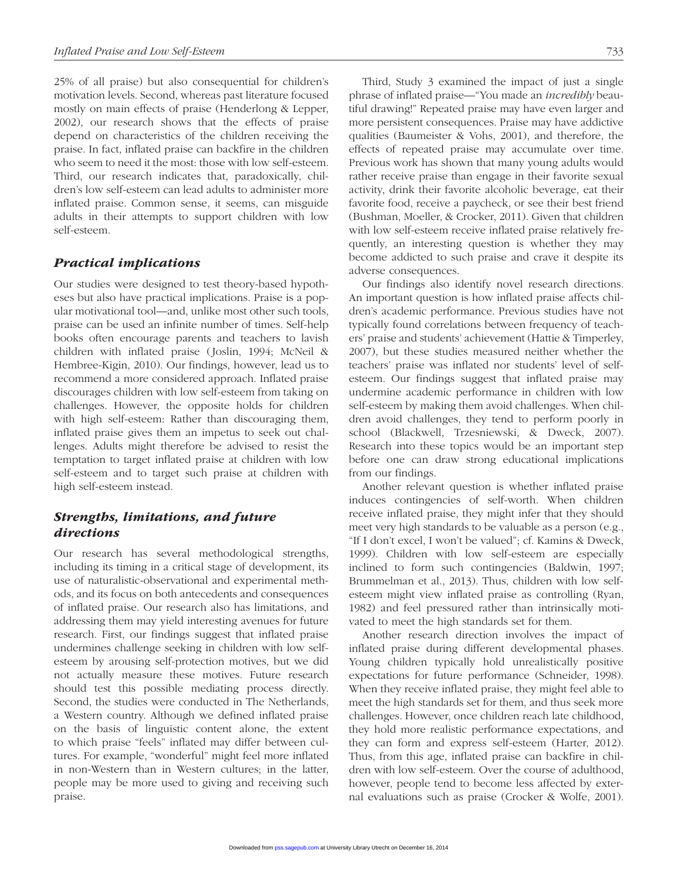25% of all praise) but also consequential for children's motivation levels. Second, whereas past literature focused mostly on main effects of praise (Henderlong & Lepper, 2002), our research shows that the effects of praise depend on characteristics of the children receiving the praise. In fact, inflated praise can backfire in the children who seem to need it the most: those with low self-esteem. Third, our research indicates that, paradoxically, children's low self-esteem can lead adults to administer more inflated praise. Common sense, it seems, can misguide adults in their attempts to support children with low self-esteem.

## *Practical implications*

Our studies were designed to test theory-based hypotheses but also have practical implications. Praise is a popular motivational tool—and, unlike most other such tools, praise can be used an infinite number of times. Self-help books often encourage parents and teachers to lavish children with inflated praise (Joslin, 1994; McNeil & Hembree-Kigin, 2010). Our findings, however, lead us to recommend a more considered approach. Inflated praise discourages children with low self-esteem from taking on challenges. However, the opposite holds for children with high self-esteem: Rather than discouraging them, inflated praise gives them an impetus to seek out challenges. Adults might therefore be advised to resist the temptation to target inflated praise at children with low self-esteem and to target such praise at children with high self-esteem instead.

## *Strengths, limitations, and future directions*

Our research has several methodological strengths, including its timing in a critical stage of development, its use of naturalistic-observational and experimental methods, and its focus on both antecedents and consequences of inflated praise. Our research also has limitations, and addressing them may yield interesting avenues for future research. First, our findings suggest that inflated praise undermines challenge seeking in children with low self-esteem by arousing self-protection motives, but we did not actually measure these motives. Future research should test this possible mediating process directly. Second, the studies were conducted in The Netherlands, a Western country. Although we defined inflated praise on the basis of linguistic content alone, the extent to which praise "feels" inflated may differ between cultures. For example, "wonderful" might feel more inflated in non-Western than in Western cultures; in the latter, people may be more used to giving and receiving such praise.

Third, Study 3 examined the impact of just a single phrase of inflated praise—"You made an *incredibly* beautiful drawing!" Repeated praise may have even larger and more persistent consequences. Praise may have addictive qualities (Baumeister & Vohs, 2001), and therefore, the effects of repeated praise may accumulate over time. Previous work has shown that many young adults would rather receive praise than engage in their favorite sexual activity, drink their favorite alcoholic beverage, eat their favorite food, receive a paycheck, or see their best friend (Bushman, Moeller, & Crocker, 2011). Given that children with low self-esteem receive inflated praise relatively frequently, an interesting question is whether they may become addicted to such praise and crave it despite its adverse consequences.

Our findings also identify novel research directions. An important question is how inflated praise affects children's academic performance. Previous studies have not typically found correlations between frequency of teachers' praise and students' achievement (Hattie & Timperley, 2007), but these studies measured neither whether the teachers' praise was inflated nor students' level of self-esteem. Our findings suggest that inflated praise may undermine academic performance in children with low self-esteem by making them avoid challenges. When children avoid challenges, they tend to perform poorly in school (Blackwell, Trzesniewski, & Dweck, 2007). Research into these topics would be an important step before one can draw strong educational implications from our findings.

Another relevant question is whether inflated praise induces contingencies of self-worth. When children receive inflated praise, they might infer that they should meet very high standards to be valuable as a person (e.g., "If I don't excel, I won't be valued"; cf. Kamins & Dweck, 1999). Children with low self-esteem are especially inclined to form such contingencies (Baldwin, 1997; Brummelman et al., 2013). Thus, children with low self-esteem might view inflated praise as controlling (Ryan, 1982) and feel pressured rather than intrinsically motivated to meet the high standards set for them.

Another research direction involves the impact of inflated praise during different developmental phases. Young children typically hold unrealistically positive expectations for future performance (Schneider, 1998). When they receive inflated praise, they might feel able to meet the high standards set for them, and thus seek more challenges. However, once children reach late childhood, they hold more realistic performance expectations, and they can form and express self-esteem (Harter, 2012). Thus, from this age, inflated praise can backfire in children with low self-esteem. Over the course of adulthood, however, people tend to become less affected by external evaluations such as praise (Crocker & Wolfe, 2001).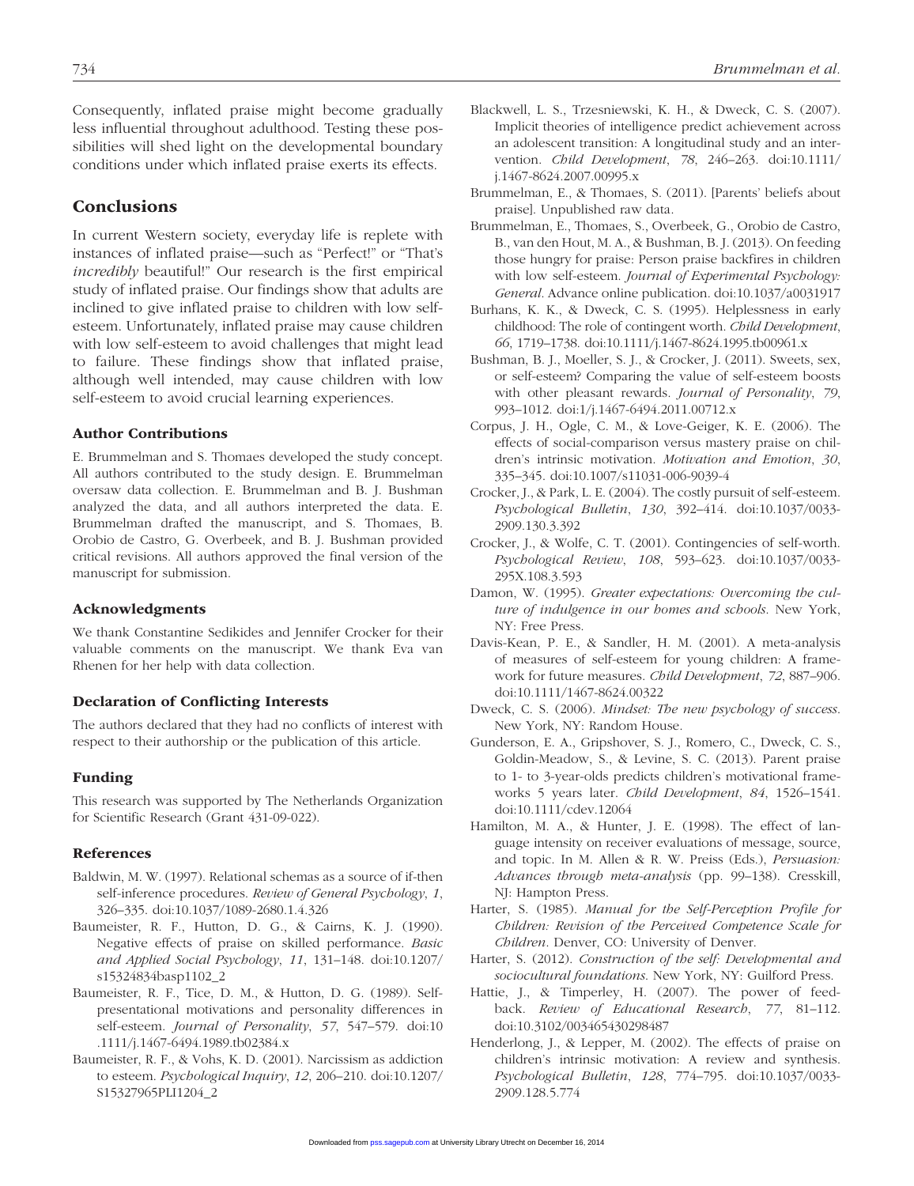Consequently, inflated praise might become gradually less influential throughout adulthood. Testing these possibilities will shed light on the developmental boundary conditions under which inflated praise exerts its effects.

## Conclusions

In current Western society, everyday life is replete with instances of inflated praise—such as "Perfect!" or "That's *incredibly* beautiful!" Our research is the first empirical study of inflated praise. Our findings show that adults are inclined to give inflated praise to children with low self-esteem. Unfortunately, inflated praise may cause children with low self-esteem to avoid challenges that might lead to failure. These findings show that inflated praise, although well intended, may cause children with low self-esteem to avoid crucial learning experiences.

### Author Contributions

E. Brummelman and S. Thomaes developed the study concept. All authors contributed to the study design. E. Brummelman oversaw data collection. E. Brummelman and B. J. Bushman analyzed the data, and all authors interpreted the data. E. Brummelman drafted the manuscript, and S. Thomaes, B. Orobio de Castro, G. Overbeek, and B. J. Bushman provided critical revisions. All authors approved the final version of the manuscript for submission.

### Acknowledgments

We thank Constantine Sedikides and Jennifer Crocker for their valuable comments on the manuscript. We thank Eva van Rhenen for her help with data collection.

### Declaration of Conflicting Interests

The authors declared that they had no conflicts of interest with respect to their authorship or the publication of this article.

### Funding

This research was supported by The Netherlands Organization for Scientific Research (Grant 431-09-022).

### References

Baldwin, M. W. (1997). Relational schemas as a source of if-then self-inference procedures. *Review of General Psychology*, *1*, 326–335. doi:10.1037/1089-2680.1.4.326

Baumeister, R. F., Hutton, D. G., & Cairns, K. J. (1990). Negative effects of praise on skilled performance. *Basic and Applied Social Psychology*, *11*, 131–148. doi:10.1207/s15324834basp1102_2

Baumeister, R. F., Tice, D. M., & Hutton, D. G. (1989). Self-presentational motivations and personality differences in self-esteem. *Journal of Personality*, *57*, 547–579. doi:10.1111/j.1467-6494.1989.tb02384.x

Baumeister, R. F., & Vohs, K. D. (2001). Narcissism as addiction to esteem. *Psychological Inquiry*, *12*, 206–210. doi:10.1207/S15327965PLI1204_2

Blackwell, L. S., Trzesniewski, K. H., & Dweck, C. S. (2007). Implicit theories of intelligence predict achievement across an adolescent transition: A longitudinal study and an intervention. *Child Development*, *78*, 246–263. doi:10.1111/j.1467-8624.2007.00995.x

Brummelman, E., & Thomaes, S. (2011). [Parents' beliefs about praise]. Unpublished raw data.

Brummelman, E., Thomaes, S., Overbeek, G., Orobio de Castro, B., van den Hout, M. A., & Bushman, B. J. (2013). On feeding those hungry for praise: Person praise backfires in children with low self-esteem. *Journal of Experimental Psychology: General*. Advance online publication. doi:10.1037/a0031917

Burhans, K. K., & Dweck, C. S. (1995). Helplessness in early childhood: The role of contingent worth. *Child Development*, *66*, 1719–1738. doi:10.1111/j.1467-8624.1995.tb00961.x

Bushman, B. J., Moeller, S. J., & Crocker, J. (2011). Sweets, sex, or self-esteem? Comparing the value of self-esteem boosts with other pleasant rewards. *Journal of Personality*, *79*, 993–1012. doi:1/j.1467-6494.2011.00712.x

Corpus, J. H., Ogle, C. M., & Love-Geiger, K. E. (2006). The effects of social-comparison versus mastery praise on children's intrinsic motivation. *Motivation and Emotion*, *30*, 335–345. doi:10.1007/s11031-006-9039-4

Crocker, J., & Park, L. E. (2004). The costly pursuit of self-esteem. *Psychological Bulletin*, *130*, 392–414. doi:10.1037/0033-2909.130.3.392

Crocker, J., & Wolfe, C. T. (2001). Contingencies of self-worth. *Psychological Review*, *108*, 593–623. doi:10.1037/0033-295X.108.3.593

Damon, W. (1995). *Greater expectations: Overcoming the culture of indulgence in our homes and schools*. New York, NY: Free Press.

Davis-Kean, P. E., & Sandler, H. M. (2001). A meta-analysis of measures of self-esteem for young children: A framework for future measures. *Child Development*, *72*, 887–906. doi:10.1111/1467-8624.00322

Dweck, C. S. (2006). *Mindset: The new psychology of success*. New York, NY: Random House.

Gunderson, E. A., Gripshover, S. J., Romero, C., Dweck, C. S., Goldin-Meadow, S., & Levine, S. C. (2013). Parent praise to 1- to 3-year-olds predicts children's motivational frameworks 5 years later. *Child Development*, *84*, 1526–1541. doi:10.1111/cdev.12064

Hamilton, M. A., & Hunter, J. E. (1998). The effect of language intensity on receiver evaluations of message, source, and topic. In M. Allen & R. W. Preiss (Eds.), *Persuasion: Advances through meta-analysis* (pp. 99–138). Cresskill, NJ: Hampton Press.

Harter, S. (1985). *Manual for the Self-Perception Profile for Children: Revision of the Perceived Competence Scale for Children*. Denver, CO: University of Denver.

Harter, S. (2012). *Construction of the self: Developmental and sociocultural foundations*. New York, NY: Guilford Press.

Hattie, J., & Timperley, H. (2007). The power of feedback. *Review of Educational Research*, *77*, 81–112. doi:10.3102/003465430298487

Henderlong, J., & Lepper, M. (2002). The effects of praise on children's intrinsic motivation: A review and synthesis. *Psychological Bulletin*, *128*, 774–795. doi:10.1037/0033-2909.128.5.774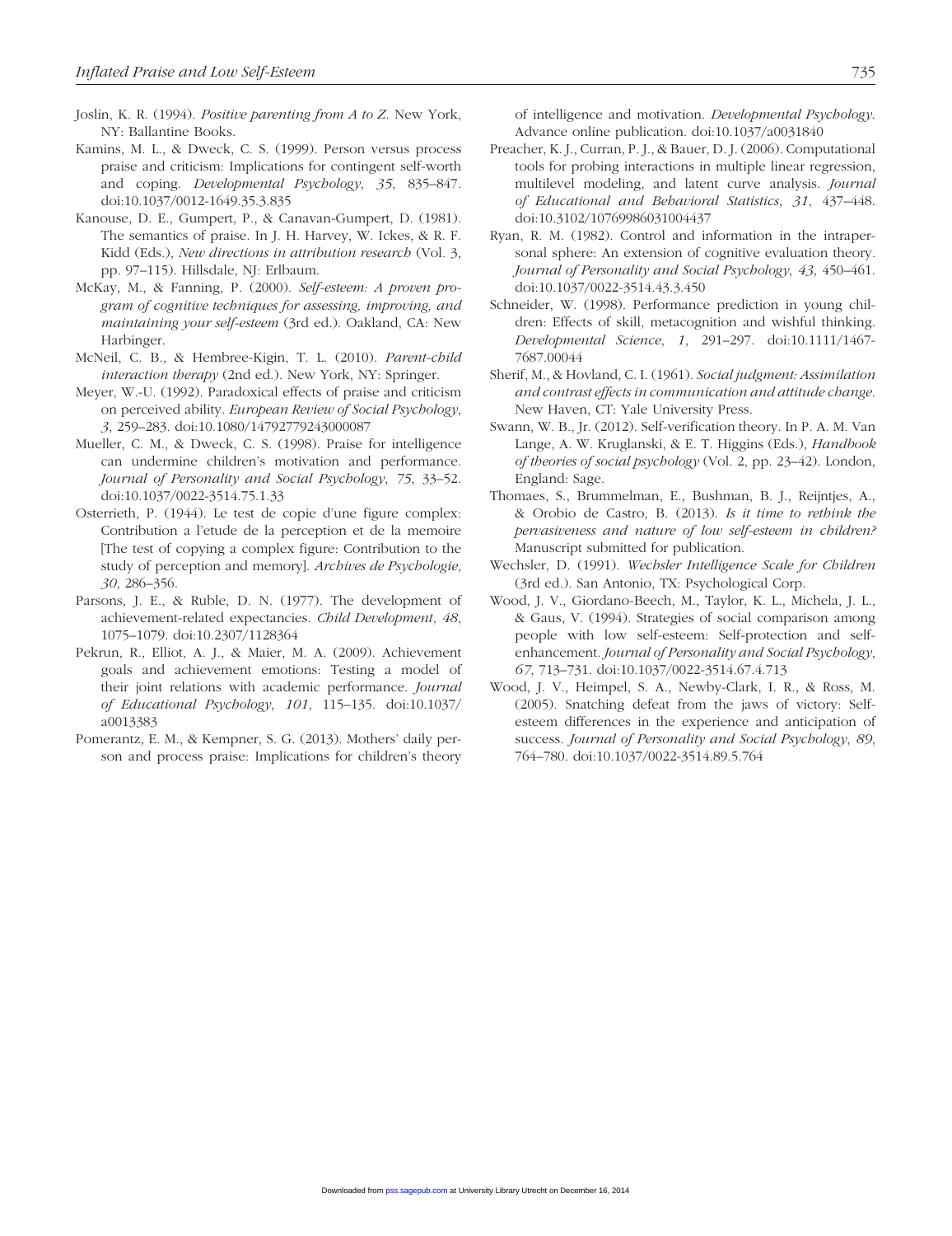Joslin, K. R. (1994). *Positive parenting from A to Z*. New York, NY: Ballantine Books.

Kamins, M. L., & Dweck, C. S. (1999). Person versus process praise and criticism: Implications for contingent self-worth and coping. *Developmental Psychology*, *35*, 835–847. doi:10.1037/0012-1649.35.3.835

Kanouse, D. E., Gumpert, P., & Canavan-Gumpert, D. (1981). The semantics of praise. In J. H. Harvey, W. Ickes, & R. F. Kidd (Eds.), *New directions in attribution research* (Vol. 3, pp. 97–115). Hillsdale, NJ: Erlbaum.

McKay, M., & Fanning, P. (2000). *Self-esteem: A proven program of cognitive techniques for assessing, improving, and maintaining your self-esteem* (3rd ed.). Oakland, CA: New Harbinger.

McNeil, C. B., & Hembree-Kigin, T. L. (2010). *Parent-child interaction therapy* (2nd ed.). New York, NY: Springer.

Meyer, W.-U. (1992). Paradoxical effects of praise and criticism on perceived ability. *European Review of Social Psychology*, *3*, 259–283. doi:10.1080/14792779243000087

Mueller, C. M., & Dweck, C. S. (1998). Praise for intelligence can undermine children's motivation and performance. *Journal of Personality and Social Psychology*, *75*, 33–52. doi:10.1037/0022-3514.75.1.33

Osterrieth, P. (1944). Le test de copie d'une figure complex: Contribution a l'etude de la perception et de la memoire [The test of copying a complex figure: Contribution to the study of perception and memory]. *Archives de Psychologie*, *30*, 286–356.

Parsons, J. E., & Ruble, D. N. (1977). The development of achievement-related expectancies. *Child Development*, *48*, 1075–1079. doi:10.2307/1128364

Pekrun, R., Elliot, A. J., & Maier, M. A. (2009). Achievement goals and achievement emotions: Testing a model of their joint relations with academic performance. *Journal of Educational Psychology*, *101*, 115–135. doi:10.1037/a0013383

Pomerantz, E. M., & Kempner, S. G. (2013). Mothers' daily person and process praise: Implications for children's theory of intelligence and motivation. *Developmental Psychology*. Advance online publication. doi:10.1037/a0031840

Preacher, K. J., Curran, P. J., & Bauer, D. J. (2006). Computational tools for probing interactions in multiple linear regression, multilevel modeling, and latent curve analysis. *Journal of Educational and Behavioral Statistics*, *31*, 437–448. doi:10.3102/10769986031004437

Ryan, R. M. (1982). Control and information in the intrapersonal sphere: An extension of cognitive evaluation theory. *Journal of Personality and Social Psychology*, *43*, 450–461. doi:10.1037/0022-3514.43.3.450

Schneider, W. (1998). Performance prediction in young children: Effects of skill, metacognition and wishful thinking. *Developmental Science*, *1*, 291–297. doi:10.1111/1467-7687.00044

Sherif, M., & Hovland, C. I. (1961). *Social judgment: Assimilation and contrast effects in communication and attitude change*. New Haven, CT: Yale University Press.

Swann, W. B., Jr. (2012). Self-verification theory. In P. A. M. Van Lange, A. W. Kruglanski, & E. T. Higgins (Eds.), *Handbook of theories of social psychology* (Vol. 2, pp. 23–42). London, England: Sage.

Thomaes, S., Brummelman, E., Bushman, B. J., Reijntjes, A., & Orobio de Castro, B. (2013). *Is it time to rethink the pervasiveness and nature of low self-esteem in children?* Manuscript submitted for publication.

Wechsler, D. (1991). *Wechsler Intelligence Scale for Children* (3rd ed.). San Antonio, TX: Psychological Corp.

Wood, J. V., Giordano-Beech, M., Taylor, K. L., Michela, J. L., & Gaus, V. (1994). Strategies of social comparison among people with low self-esteem: Self-protection and self-enhancement. *Journal of Personality and Social Psychology*, *67*, 713–731. doi:10.1037/0022-3514.67.4.713

Wood, J. V., Heimpel, S. A., Newby-Clark, I. R., & Ross, M. (2005). Snatching defeat from the jaws of victory: Self-esteem differences in the experience and anticipation of success. *Journal of Personality and Social Psychology*, *89*, 764–780. doi:10.1037/0022-3514.89.5.764